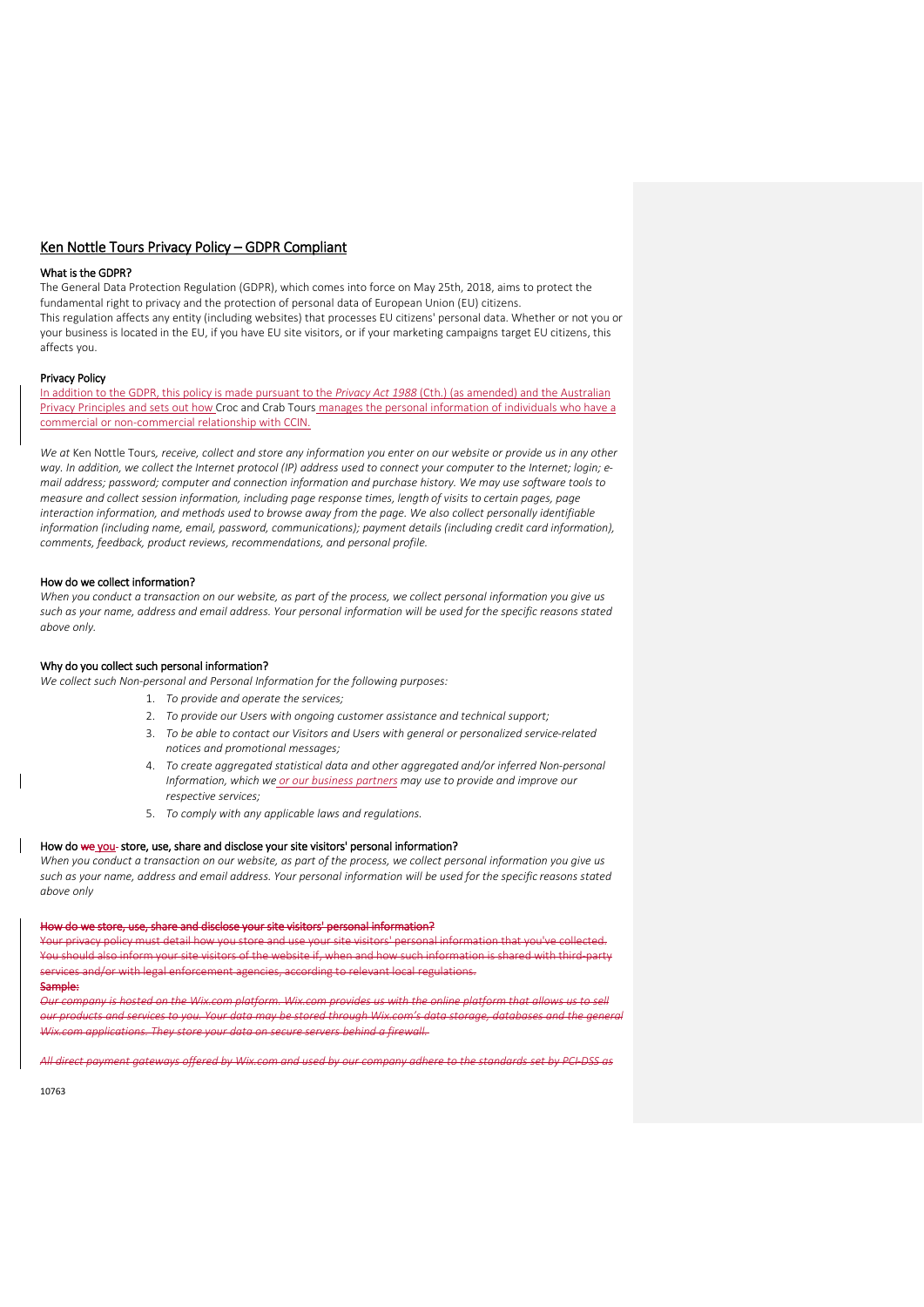# Ken Nottle Tours Privacy Policy – GDPR Compliant

### What is the GDPR?

The General Data Protection Regulation (GDPR), which comes into force on May 25th, 2018, aims to protect the fundamental right to privacy and the protection of personal data of European Union (EU) citizens.
This regulation affects any entity (including websites) that processes EU citizens' personal data. Whether or not you or your business is located in the EU, if you have EU site visitors, or if your marketing campaigns target EU citizens, this affects you.

### Privacy Policy

In addition to the GDPR, this policy is made pursuant to the *Privacy Act 1988* (Cth.) (as amended) and the Australian Privacy Principles and sets out how Croc and Crab Tours manages the personal information of individuals who have a commercial or non-commercial relationship with CCIN.

*We at* Ken Nottle Tours*, receive, collect and store any information you enter on our website or provide us in any other way. In addition, we collect the Internet protocol (IP) address used to connect your computer to the Internet; login; e-mail address; password; computer and connection information and purchase history. We may use software tools to measure and collect session information, including page response times, length of visits to certain pages, page interaction information, and methods used to browse away from the page. We also collect personally identifiable information (including name, email, password, communications); payment details (including credit card information), comments, feedback, product reviews, recommendations, and personal profile.*

### How do we collect information?

*When you conduct a transaction on our website, as part of the process, we collect personal information you give us such as your name, address and email address. Your personal information will be used for the specific reasons stated above only.*

### Why do you collect such personal information?

*We collect such Non-personal and Personal Information for the following purposes:*

1. *To provide and operate the services;*
2. *To provide our Users with ongoing customer assistance and technical support;*
3. *To be able to contact our Visitors and Users with general or personalized service-related notices and promotional messages;*
4. *To create aggregated statistical data and other aggregated and/or inferred Non-personal Information, which we or our business partners may use to provide and improve our respective services;*
5. *To comply with any applicable laws and regulations.*

### How do ~~we~~ you store, use, share and disclose your site visitors' personal information?

*When you conduct a transaction on our website, as part of the process, we collect personal information you give us such as your name, address and email address. Your personal information will be used for the specific reasons stated above only*

~~**How do we store, use, share and disclose your site visitors' personal information?**~~

~~Your privacy policy must detail how you store and use your site visitors' personal information that you've collected. You should also inform your site visitors of the website if, when and how such information is shared with third-party services and/or with legal enforcement agencies, according to relevant local regulations.~~

~~**Sample:**~~

~~*Our company is hosted on the Wix.com platform. Wix.com provides us with the online platform that allows us to sell our products and services to you. Your data may be stored through Wix.com's data storage, databases and the general Wix.com applications. They store your data on secure servers behind a firewall.*~~

~~*All direct payment gateways offered by Wix.com and used by our company adhere to the standards set by PCI-DSS as*~~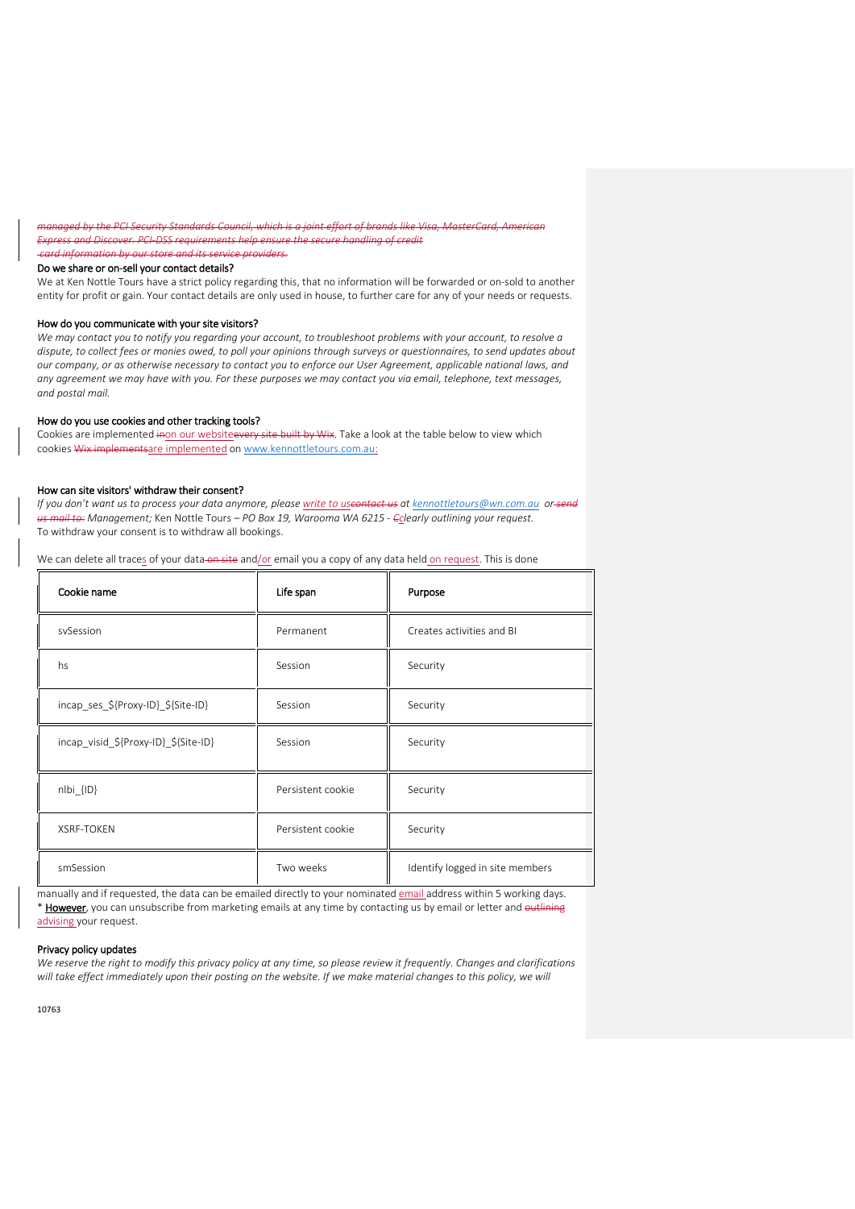~~*managed by the PCI Security Standards Council, which is a joint effort of brands like Visa, MasterCard, American Express and Discover. PCI-DSS requirements help ensure the secure handling of credit card information by our store and its service providers.*~~

### Do we share or on-sell your contact details?

We at Ken Nottle Tours have a strict policy regarding this, that no information will be forwarded or on-sold to another entity for profit or gain. Your contact details are only used in house, to further care for any of your needs or requests.

### How do you communicate with your site visitors?

*We may contact you to notify you regarding your account, to troubleshoot problems with your account, to resolve a dispute, to collect fees or monies owed, to poll your opinions through surveys or questionnaires, to send updates about our company, or as otherwise necessary to contact you to enforce our User Agreement, applicable national laws, and any agreement we may have with you. For these purposes we may contact you via email, telephone, text messages, and postal mail.*

### How do you use cookies and other tracking tools?

Cookies are implemented ~~in~~on our website~~every site built by Wix~~. Take a look at the table below to view which cookies ~~Wix implements~~are implemented on www.kennottletours.com.au:

### How can site visitors' withdraw their consent?

*If you don't want us to process your data anymore, please write to us~~contact us~~ at kennottletours@wn.com.au or ~~send us mail to:~~ Management;* Ken Nottle Tours *– PO Box 19, Warooma WA 6215 - ~~C~~clearly outlining your request.*
To withdraw your consent is to withdraw all bookings.

We can delete all traces of your data ~~on site~~ and/or email you a copy of any data held on request. This is done

| Cookie name | Life span | Purpose |
|---|---|---|
| svSession | Permanent | Creates activities and BI |
| hs | Session | Security |
| incap_ses_${Proxy-ID}_${Site-ID} | Session | Security |
| incap_visid_${Proxy-ID}_${Site-ID} | Session | Security |
| nlbi_{ID} | Persistent cookie | Security |
| XSRF-TOKEN | Persistent cookie | Security |
| smSession | Two weeks | Identify logged in site members |

manually and if requested, the data can be emailed directly to your nominated email address within 5 working days.
* **However**, you can unsubscribe from marketing emails at any time by contacting us by email or letter and ~~outlining~~ advising your request.

### Privacy policy updates

*We reserve the right to modify this privacy policy at any time, so please review it frequently. Changes and clarifications will take effect immediately upon their posting on the website. If we make material changes to this policy, we will*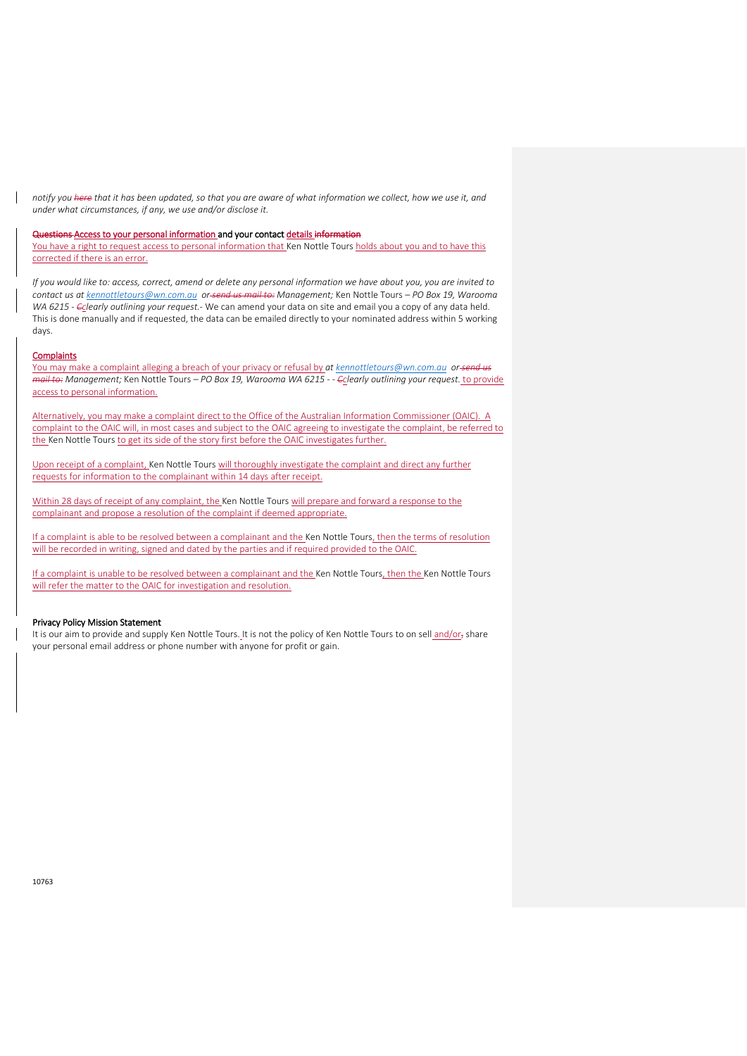*notify you ~~here~~ that it has been updated, so that you are aware of what information we collect, how we use it, and under what circumstances, if any, we use and/or disclose it.*

**~~Questions~~ Access to your personal information and your contact details ~~information~~**

You have a right to request access to personal information that Ken Nottle Tours holds about you and to have this corrected if there is an error.

*If you would like to: access, correct, amend or delete any personal information we have about you, you are invited to contact us at kennottletours@wn.com.au or ~~send us mail to:~~ Management;* Ken Nottle Tours *– PO Box 19, Warooma WA 6215 - ~~C~~clearly outlining your request.*- We can amend your data on site and email you a copy of any data held. This is done manually and if requested, the data can be emailed directly to your nominated address within 5 working days.

**Complaints**

You may make a complaint alleging a breach of your privacy or refusal by *at kennottletours@wn.com.au or ~~send us mail to:~~ Management;* Ken Nottle Tours *– PO Box 19, Warooma WA 6215 - - ~~C~~clearly outlining your request.* to provide access to personal information.

Alternatively, you may make a complaint direct to the Office of the Australian Information Commissioner (OAIC). A complaint to the OAIC will, in most cases and subject to the OAIC agreeing to investigate the complaint, be referred to the Ken Nottle Tours to get its side of the story first before the OAIC investigates further.

Upon receipt of a complaint, Ken Nottle Tours will thoroughly investigate the complaint and direct any further requests for information to the complainant within 14 days after receipt.

Within 28 days of receipt of any complaint, the Ken Nottle Tours will prepare and forward a response to the complainant and propose a resolution of the complaint if deemed appropriate.

If a complaint is able to be resolved between a complainant and the Ken Nottle Tours, then the terms of resolution will be recorded in writing, signed and dated by the parties and if required provided to the OAIC.

If a complaint is unable to be resolved between a complainant and the Ken Nottle Tours, then the Ken Nottle Tours will refer the matter to the OAIC for investigation and resolution.

**Privacy Policy Mission Statement**

It is our aim to provide and supply Ken Nottle Tours. It is not the policy of Ken Nottle Tours to on sell and/or~~,~~ share your personal email address or phone number with anyone for profit or gain.